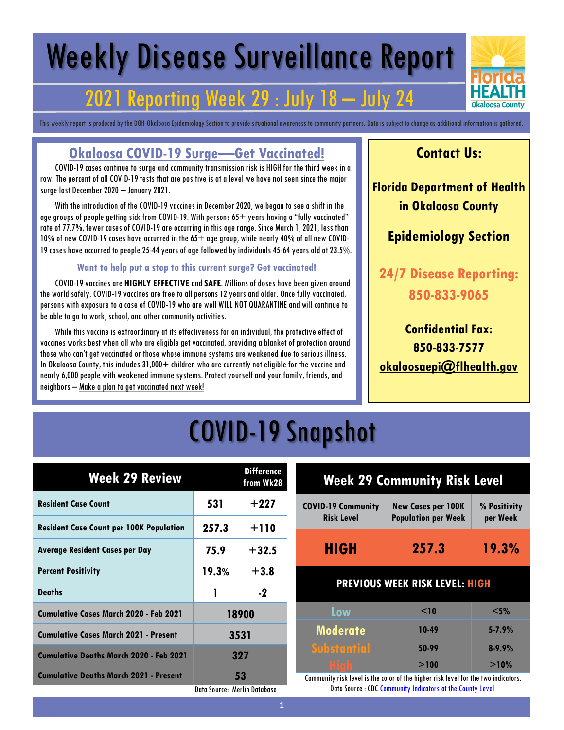# Weekly Disease Surveillance Report

## 2021 Reporting Week 29 : July 18 – July 24

This weekly report is produced by the DOH-Okaloosa Epidemiology Section to provide situational awareness to community partners. Data is subject to change as additional information is gathered.

## Okaloosa COVID-19 Surge—Get Vaccinated!

COVID-19 cases continue to surge and community transmission risk is HIGH for the third week in a row. The percent of all COVID-19 tests that are positive is at a level we have not seen since the major surge last December 2020 – January 2021.

With the introduction of the COVID-19 vaccines in December 2020, we began to see a shift in the age groups of people getting sick from COVID-19. With persons 65+ years having a "fully vaccinated" rate of 77.7%, fewer cases of COVID-19 are occurring in this age range. Since March 1, 2021, less than 10% of new COVID-19 cases have occurred in the 65+ age group, while nearly 40% of all new COVID-19 cases have occurred to people 25-44 years of age followed by individuals 45-64 years old at 23.5%.

**Want to help put a stop to this current surge? Get vaccinated!**

COVID-19 vaccines are **HIGHLY EFFECTIVE** and **SAFE**. Millions of doses have been given around the world safely. COVID-19 vaccines are free to all persons 12 years and older. Once fully vaccinated, persons with exposure to a case of COVID-19 who are well WILL NOT QUARANTINE and will continue to be able to go to work, school, and other community activities.

While this vaccine is extraordinary at its effectiveness for an individual, the protective effect of vaccines works best when all who are eligible get vaccinated, providing a blanket of protection around those who can't get vaccinated or those whose immune systems are weakened due to serious illness. In Okaloosa County, this includes 31,000+ children who are currently not eligible for the vaccine and nearly 6,000 people with weakened immune systems. Protect yourself and your family, friends, and neighbors – Make a plan to get vaccinated next week!

## Contact Us:

**Florida Department of Health in Okaloosa County**

**Epidemiology Section**

**24/7 Disease Reporting: 850-833-9065**

**Confidential Fax: 850-833-7577**

**okaloosaepi@flhealth.gov**

# COVID-19 Snapshot

| Week 29 Review | | Difference from Wk28 |
|---|---|---|
| Resident Case Count | 531 | +227 |
| Resident Case Count per 100K Population | 257.3 | +110 |
| Average Resident Cases per Day | 75.9 | +32.5 |
| Percent Positivity | 19.3% | +3.8 |
| Deaths | 1 | -2 |
| Cumulative Cases March 2020 - Feb 2021 | 18900 | |
| Cumulative Cases March 2021 - Present | 3531 | |
| Cumulative Deaths March 2020 - Feb 2021 | 327 | |
| Cumulative Deaths March 2021 - Present | 53 | |

Data Source: Merlin Database

| Week 29 Community Risk Level | | |
|---|---|---|
| COVID-19 Community Risk Level | New Cases per 100K Population per Week | % Positivity per Week |
| HIGH | 257.3 | 19.3% |
| PREVIOUS WEEK RISK LEVEL: HIGH | | |
| Low | <10 | <5% |
| Moderate | 10-49 | 5-7.9% |
| Substantial | 50-99 | 8-9.9% |
| High | >100 | >10% |

Community risk level is the color of the higher risk level for the two indicators.
Data Source : CDC Community Indicators at the County Level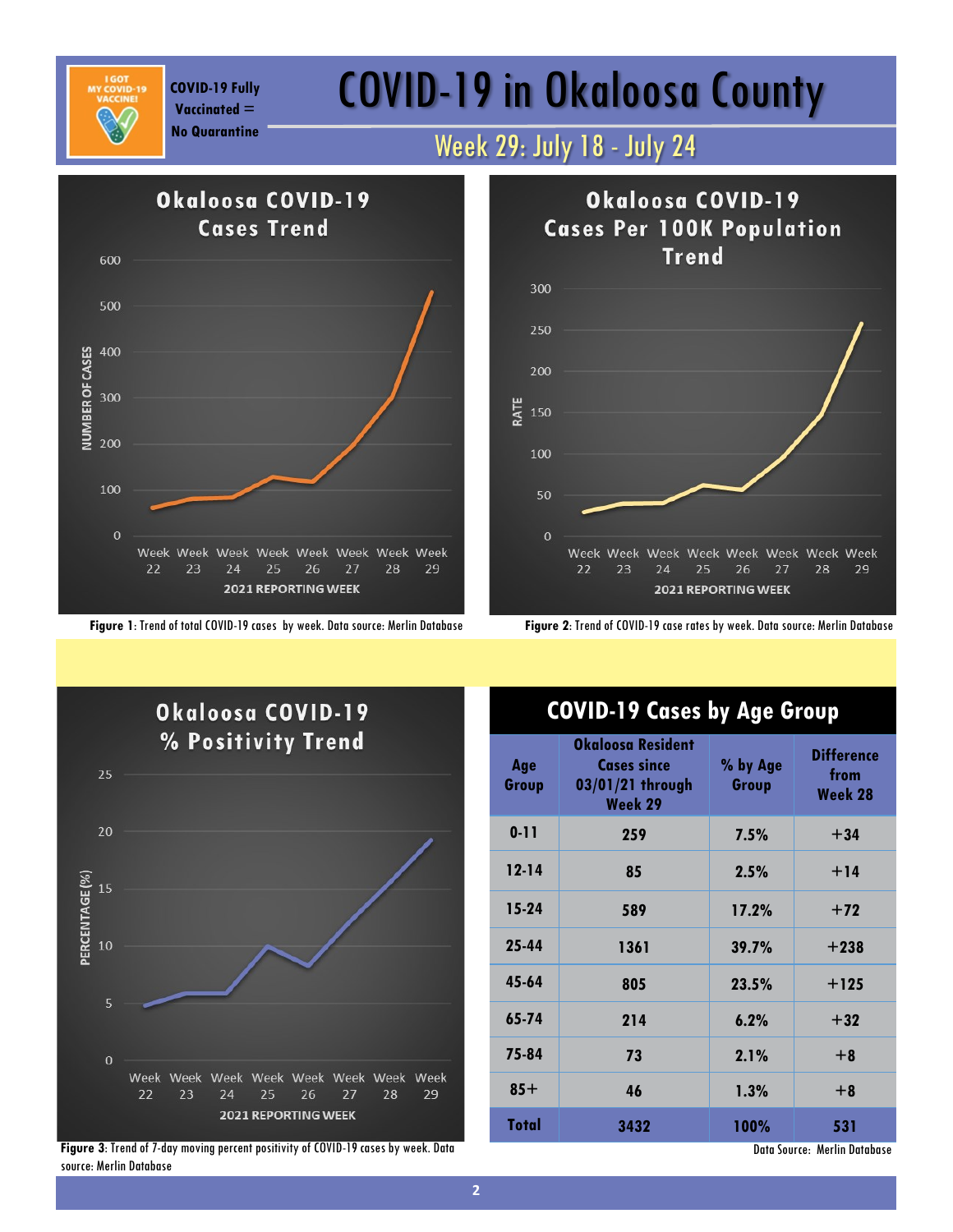COVID-19 Fully Vaccinated = No Quarantine

# COVID-19 in Okaloosa County

## Week 29: July 18 - July 24

**Figure 1**: Trend of total COVID-19 cases by week. Data source: Merlin Database

**Figure 2**: Trend of COVID-19 case rates by week. Data source: Merlin Database

**Figure 3**: Trend of 7-day moving percent positivity of COVID-19 cases by week. Data source: Merlin Database

## COVID-19 Cases by Age Group

| Age Group | Okaloosa Resident Cases since 03/01/21 through Week 29 | % by Age Group | Difference from Week 28 |
|---|---|---|---|
| 0-11 | 259 | 7.5% | +34 |
| 12-14 | 85 | 2.5% | +14 |
| 15-24 | 589 | 17.2% | +72 |
| 25-44 | 1361 | 39.7% | +238 |
| 45-64 | 805 | 23.5% | +125 |
| 65-74 | 214 | 6.2% | +32 |
| 75-84 | 73 | 2.1% | +8 |
| 85+ | 46 | 1.3% | +8 |
| **Total** | **3432** | **100%** | **531** |

Data Source: Merlin Database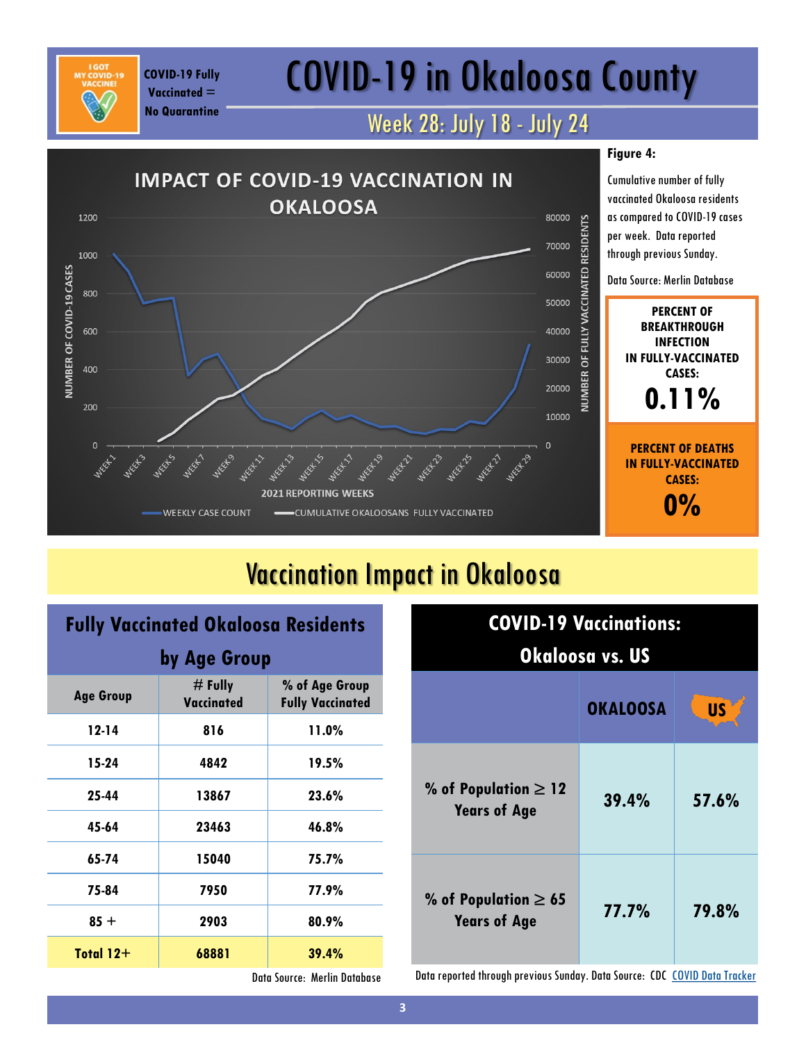# COVID-19 in Okaloosa County

I GOT MY COVID-19 VACCINE!

**COVID-19 Fully Vaccinated = No Quarantine**

## Week 28: July 18 - July 24

IMPACT OF COVID-19 VACCINATION IN OKALOOSA

**Figure 4:**

Cumulative number of fully vaccinated Okaloosa residents as compared to COVID-19 cases per week. Data reported through previous Sunday.

Data Source: Merlin Database

**PERCENT OF BREAKTHROUGH INFECTION IN FULLY-VACCINATED CASES:**

**0.11%**

**PERCENT OF DEATHS IN FULLY-VACCINATED CASES:**

**0%**

# Vaccination Impact in Okaloosa

## Fully Vaccinated Okaloosa Residents by Age Group

| Age Group | # Fully Vaccinated | % of Age Group Fully Vaccinated |
|---|---|---|
| 12-14 | 816 | 11.0% |
| 15-24 | 4842 | 19.5% |
| 25-44 | 13867 | 23.6% |
| 45-64 | 23463 | 46.8% |
| 65-74 | 15040 | 75.7% |
| 75-84 | 7950 | 77.9% |
| 85 + | 2903 | 80.9% |
| **Total 12+** | **68881** | **39.4%** |

Data Source: Merlin Database

## COVID-19 Vaccinations: Okaloosa vs. US

| | OKALOOSA | US |
|---|---|---|
| % of Population ≥ 12 Years of Age | 39.4% | 57.6% |
| % of Population ≥ 65 Years of Age | 77.7% | 79.8% |

Data reported through previous Sunday. Data Source: CDC COVID Data Tracker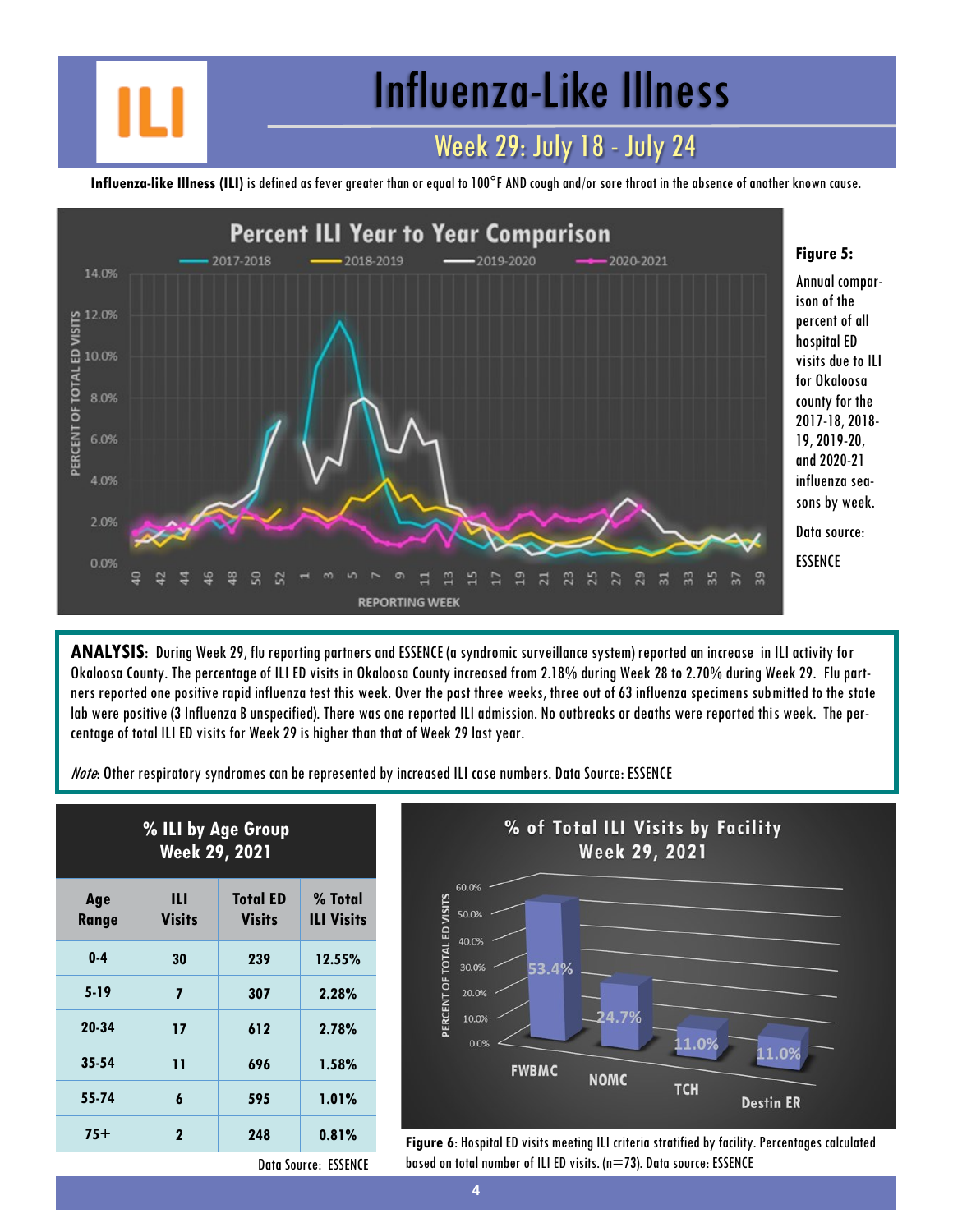# Influenza-Like Illness

## Week 29: July 18 - July 24

**Influenza-like Illness (ILI)** is defined as fever greater than or equal to 100°F AND cough and/or sore throat in the absence of another known cause.

**Figure 5:** Annual comparison of the percent of all hospital ED visits due to ILI for Okaloosa county for the 2017-18, 2018-19, 2019-20, and 2020-21 influenza seasons by week.

Data source: ESSENCE

**ANALYSIS**: During Week 29, flu reporting partners and ESSENCE (a syndromic surveillance system) reported an increase in ILI activity for Okaloosa County. The percentage of ILI ED visits in Okaloosa County increased from 2.18% during Week 28 to 2.70% during Week 29. Flu partners reported one positive rapid influenza test this week. Over the past three weeks, three out of 63 influenza specimens submitted to the state lab were positive (3 Influenza B unspecified). There was one reported ILI admission. No outbreaks or deaths were reported this week. The percentage of total ILI ED visits for Week 29 is higher than that of Week 29 last year.

*Note*: Other respiratory syndromes can be represented by increased ILI case numbers. Data Source: ESSENCE

**% ILI by Age Group Week 29, 2021**

| Age Range | ILI Visits | Total ED Visits | % Total ILI Visits |
|---|---|---|---|
| 0-4 | 30 | 239 | 12.55% |
| 5-19 | 7 | 307 | 2.28% |
| 20-34 | 17 | 612 | 2.78% |
| 35-54 | 11 | 696 | 1.58% |
| 55-74 | 6 | 595 | 1.01% |
| 75+ | 2 | 248 | 0.81% |

Data Source: ESSENCE

**Figure 6**: Hospital ED visits meeting ILI criteria stratified by facility. Percentages calculated based on total number of ILI ED visits. (n=73). Data source: ESSENCE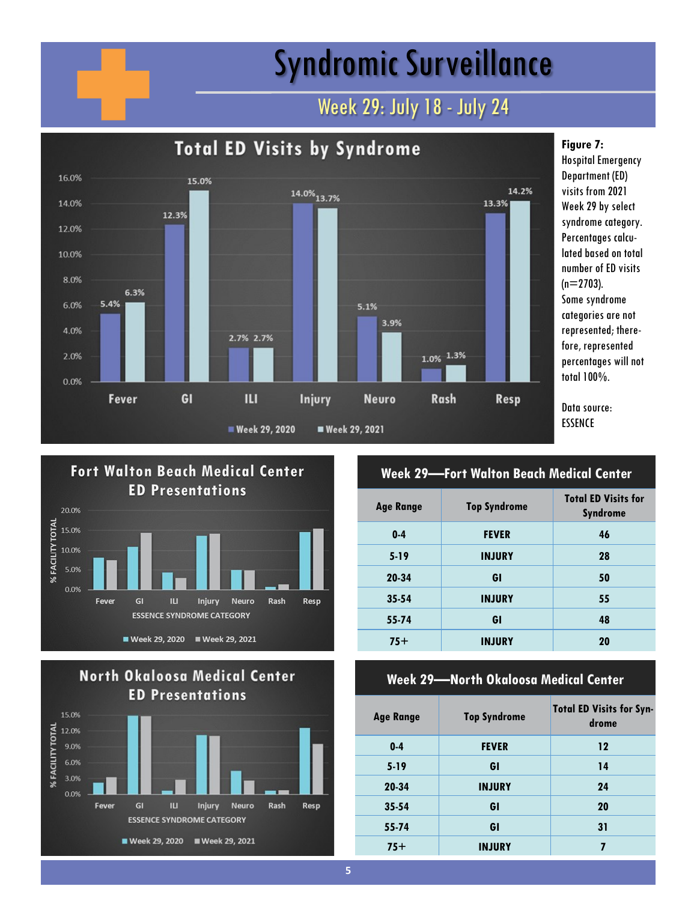# Syndromic Surveillance

## Week 29: July 18 - July 24

### Total ED Visits by Syndrome

| Syndrome | Week 29, 2020 | Week 29, 2021 |
|---|---|---|
| Fever | 5.4% | 6.3% |
| GI | 12.3% | 15.0% |
| ILI | 2.7% | 2.7% |
| Injury | 14.0% | 13.7% |
| Neuro | 5.1% | 3.9% |
| Rash | 1.0% | 1.3% |
| Resp | 13.3% | 14.2% |

**Figure 7:** Hospital Emergency Department (ED) visits from 2021 Week 29 by select syndrome category. Percentages calculated based on total number of ED visits (n=2703). Some syndrome categories are not represented; therefore, represented percentages will not total 100%.

Data source: ESSENCE

### Fort Walton Beach Medical Center ED Presentations

% FACILITY TOTAL by ESSENCE SYNDROME CATEGORY (Fever, GI, ILI, Injury, Neuro, Rash, Resp); Week 29, 2020 vs. Week 29, 2021

### Week 29—Fort Walton Beach Medical Center

| Age Range | Top Syndrome | Total ED Visits for Syndrome |
|---|---|---|
| 0-4 | FEVER | 46 |
| 5-19 | INJURY | 28 |
| 20-34 | GI | 50 |
| 35-54 | INJURY | 55 |
| 55-74 | GI | 48 |
| 75+ | INJURY | 20 |

### North Okaloosa Medical Center ED Presentations

% FACILITY TOTAL by ESSENCE SYNDROME CATEGORY (Fever, GI, ILI, Injury, Neuro, Rash, Resp); Week 29, 2020 vs. Week 29, 2021

### Week 29—North Okaloosa Medical Center

| Age Range | Top Syndrome | Total ED Visits for Syndrome |
|---|---|---|
| 0-4 | FEVER | 12 |
| 5-19 | GI | 14 |
| 20-34 | INJURY | 24 |
| 35-54 | GI | 20 |
| 55-74 | GI | 31 |
| 75+ | INJURY | 7 |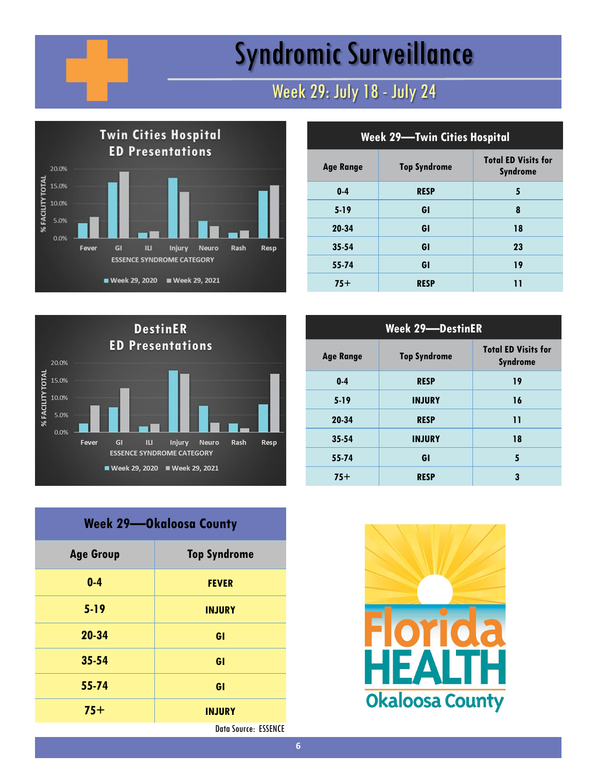# Syndromic Surveillance

## Week 29: July 18 - July 24

Twin Cities Hospital
ED Presentations

% FACILITY TOTAL

20.0%
15.0%
10.0%
5.0%
0.0%

Fever GI ILI Injury Neuro Rash Resp

ESSENCE SYNDROME CATEGORY

Week 29, 2020 Week 29, 2021

| Week 29—Twin Cities Hospital | | |
|---|---|---|
| **Age Range** | **Top Syndrome** | **Total ED Visits for Syndrome** |
| 0-4 | RESP | 5 |
| 5-19 | GI | 8 |
| 20-34 | GI | 18 |
| 35-54 | GI | 23 |
| 55-74 | GI | 19 |
| 75+ | RESP | 11 |

DestinER
ED Presentations

% FACILITY TOTAL

20.0%
15.0%
10.0%
5.0%
0.0%

Fever GI ILI Injury Neuro Rash Resp

ESSENCE SYNDROME CATEGORY

Week 29, 2020 Week 29, 2021

| Week 29—DestinER | | |
|---|---|---|
| **Age Range** | **Top Syndrome** | **Total ED Visits for Syndrome** |
| 0-4 | RESP | 19 |
| 5-19 | INJURY | 16 |
| 20-34 | RESP | 11 |
| 35-54 | INJURY | 18 |
| 55-74 | GI | 5 |
| 75+ | RESP | 3 |

| Week 29—Okaloosa County | |
|---|---|
| **Age Group** | **Top Syndrome** |
| 0-4 | FEVER |
| 5-19 | INJURY |
| 20-34 | GI |
| 35-54 | GI |
| 55-74 | GI |
| 75+ | INJURY |

Data Source: ESSENCE

Florida HEALTH Okaloosa County